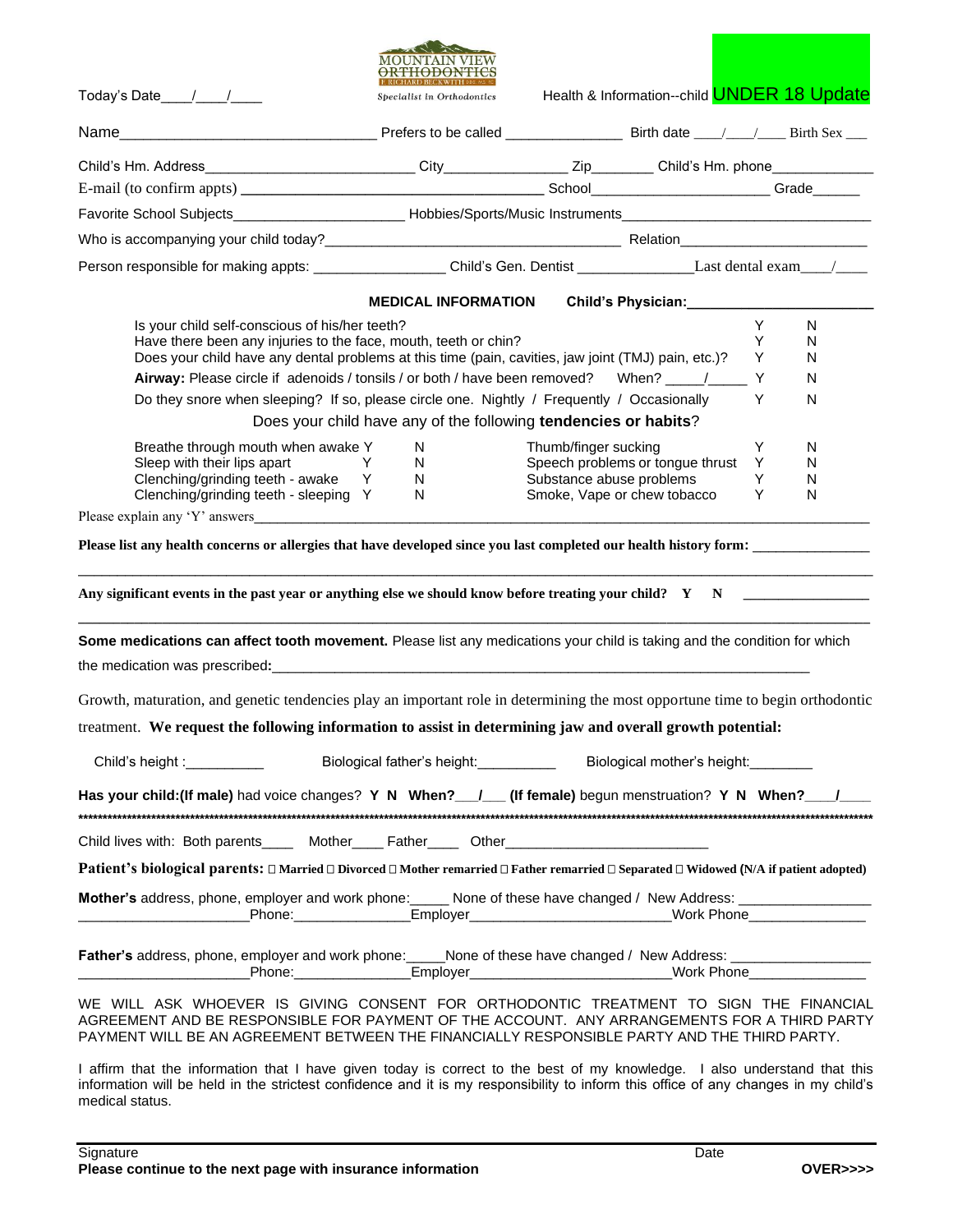Today's Date____/____/____

MOUNTAIN VIEW ORTHODONTICS
E. RICHARD BECKWITH DDS, MS, PC
Specialist in Orthodontics

Health & Information--child **UNDER 18 Update**

Name_________________________________ Prefers to be called _______________ Birth date ____/____/____ Birth Sex ___

Child's Hm. Address___________________________ City________________ Zip________ Child's Hm. phone_____________

E-mail (to confirm appts) ________________________________________ School_______________________ Grade______

Favorite School Subjects______________________ Hobbies/Sports/Music Instruments_________________________________

Who is accompanying your child today?_______________________________________ Relation_________________________

Person responsible for making appts: _________________ Child's Gen. Dentist _______________Last dental exam____/____

**MEDICAL INFORMATION** **Child's Physician:________________________**

| | | |
|---|---|---|
| Is your child self-conscious of his/her teeth? | Y | N |
| Have there been any injuries to the face, mouth, teeth or chin? | Y | N |
| Does your child have any dental problems at this time (pain, cavities, jaw joint (TMJ) pain, etc.)? | Y | N |
| **Airway:** Please circle if adenoids / tonsils / or both / have been removed? When? _____/_____ | Y | N |
| Do they snore when sleeping? If so, please circle one. Nightly / Frequently / Occasionally | Y | N |

Does your child have any of the following **tendencies or habits**?

| | | | | | |
|---|---|---|---|---|---|
| Breathe through mouth when awake | Y | N | Thumb/finger sucking | Y | N |
| Sleep with their lips apart | Y | N | Speech problems or tongue thrust | Y | N |
| Clenching/grinding teeth - awake | Y | N | Substance abuse problems | Y | N |
| Clenching/grinding teeth - sleeping | Y | N | Smoke, Vape or chew tobacco | Y | N |

Please explain any 'Y' answers_______________________________________________________________________________

**Please list any health concerns or allergies that have developed since you last completed our health history form:** _______________

_____________________________________________________________________________________________________

**Any significant events in the past year or anything else we should know before treating your child? Y N** _________________

_____________________________________________________________________________________________________

**Some medications can affect tooth movement.** Please list any medications your child is taking and the condition for which the medication was prescribed**:**__________________________________________________________________________

Growth, maturation, and genetic tendencies play an important role in determining the most opportune time to begin orthodontic treatment. **We request the following information to assist in determining jaw and overall growth potential:**

Child's height :__________ Biological father's height:__________ Biological mother's height:________

**Has your child:(If male)** had voice changes? **Y N When?___/___ (If female)** begun menstruation? **Y N When?____/____**

*****************************************************************************************************************

Child lives with: Both parents____ Mother____ Father____ Other__________________________

**Patient's biological parents:** ☐ **Married** ☐ **Divorced** ☐ **Mother remarried** ☐ **Father remarried** ☐ **Separated** ☐ **Widowed (N/A if patient adopted)**

**Mother's** address, phone, employer and work phone:_____ None of these have changed / New Address: _________________
______________________Phone:_______________Employer__________________________Work Phone_______________

**Father's** address, phone, employer and work phone:_____None of these have changed / New Address: __________________
______________________Phone:_______________Employer__________________________Work Phone_______________

WE WILL ASK WHOEVER IS GIVING CONSENT FOR ORTHODONTIC TREATMENT TO SIGN THE FINANCIAL AGREEMENT AND BE RESPONSIBLE FOR PAYMENT OF THE ACCOUNT. ANY ARRANGEMENTS FOR A THIRD PARTY PAYMENT WILL BE AN AGREEMENT BETWEEN THE FINANCIALLY RESPONSIBLE PARTY AND THE THIRD PARTY.

I affirm that the information that I have given today is correct to the best of my knowledge. I also understand that this information will be held in the strictest confidence and it is my responsibility to inform this office of any changes in my child's medical status.

Signature Date

**Please continue to the next page with insurance information** **OVER>>>>**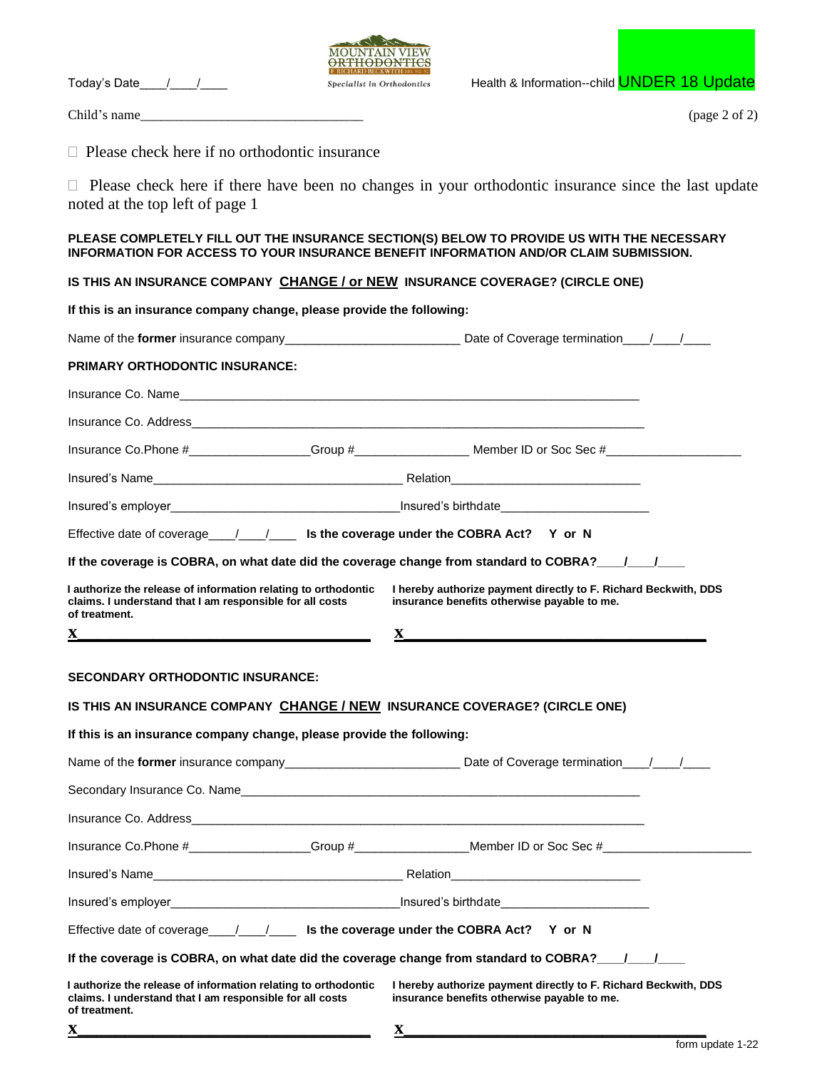Today's Date____/____/____

MOUNTAIN VIEW ORTHODONTICS
F. RICHARD BECKWITH DDS, MS, PC
Specialist in Orthodontics

Health & Information--child **UNDER 18 Update**

Child's name_________________________________

☐ Please check here if no orthodontic insurance

☐ Please check here if there have been no changes in your orthodontic insurance since the last update noted at the top left of page 1

**PLEASE COMPLETELY FILL OUT THE INSURANCE SECTION(S) BELOW TO PROVIDE US WITH THE NECESSARY INFORMATION FOR ACCESS TO YOUR INSURANCE BENEFIT INFORMATION AND/OR CLAIM SUBMISSION.**

**IS THIS AN INSURANCE COMPANY CHANGE / or NEW INSURANCE COVERAGE? (CIRCLE ONE)**

**If this is an insurance company change, please provide the following:**

Name of the **former** insurance company__________________________ Date of Coverage termination____/____/____

**PRIMARY ORTHODONTIC INSURANCE:**

Insurance Co. Name_____________________________________________________________________

Insurance Co. Address___________________________________________________________________

Insurance Co.Phone #__________________Group #_________________ Member ID or Soc Sec #____________________

Insured's Name_____________________________________ Relation____________________________

Insured's employer_________________________________Insured's birthdate_____________________

Effective date of coverage____/____/____ **Is the coverage under the COBRA Act? Y or N**

**If the coverage is COBRA, on what date did the coverage change from standard to COBRA?____/____/____**

**I authorize the release of information relating to orthodontic claims. I understand that I am responsible for all costs of treatment.**

**X**_________________________________________

**I hereby authorize payment directly to F. Richard Beckwith, DDS insurance benefits otherwise payable to me.**

**X**_________________________________________

**SECONDARY ORTHODONTIC INSURANCE:**

**IS THIS AN INSURANCE COMPANY CHANGE / NEW INSURANCE COVERAGE? (CIRCLE ONE)**

**If this is an insurance company change, please provide the following:**

Name of the **former** insurance company__________________________ Date of Coverage termination____/____/____

Secondary Insurance Co. Name____________________________________________________________

Insurance Co. Address___________________________________________________________________

Insurance Co.Phone #__________________Group #_________________Member ID or Soc Sec #______________________

Insured's Name_____________________________________ Relation____________________________

Insured's employer_________________________________Insured's birthdate_____________________

Effective date of coverage____/____/____ **Is the coverage under the COBRA Act? Y or N**

**If the coverage is COBRA, on what date did the coverage change from standard to COBRA?____/____/____**

**I authorize the release of information relating to orthodontic claims. I understand that I am responsible for all costs of treatment.**

**X**_________________________________________

**I hereby authorize payment directly to F. Richard Beckwith, DDS insurance benefits otherwise payable to me.**

**X**_________________________________________

form update 1-22